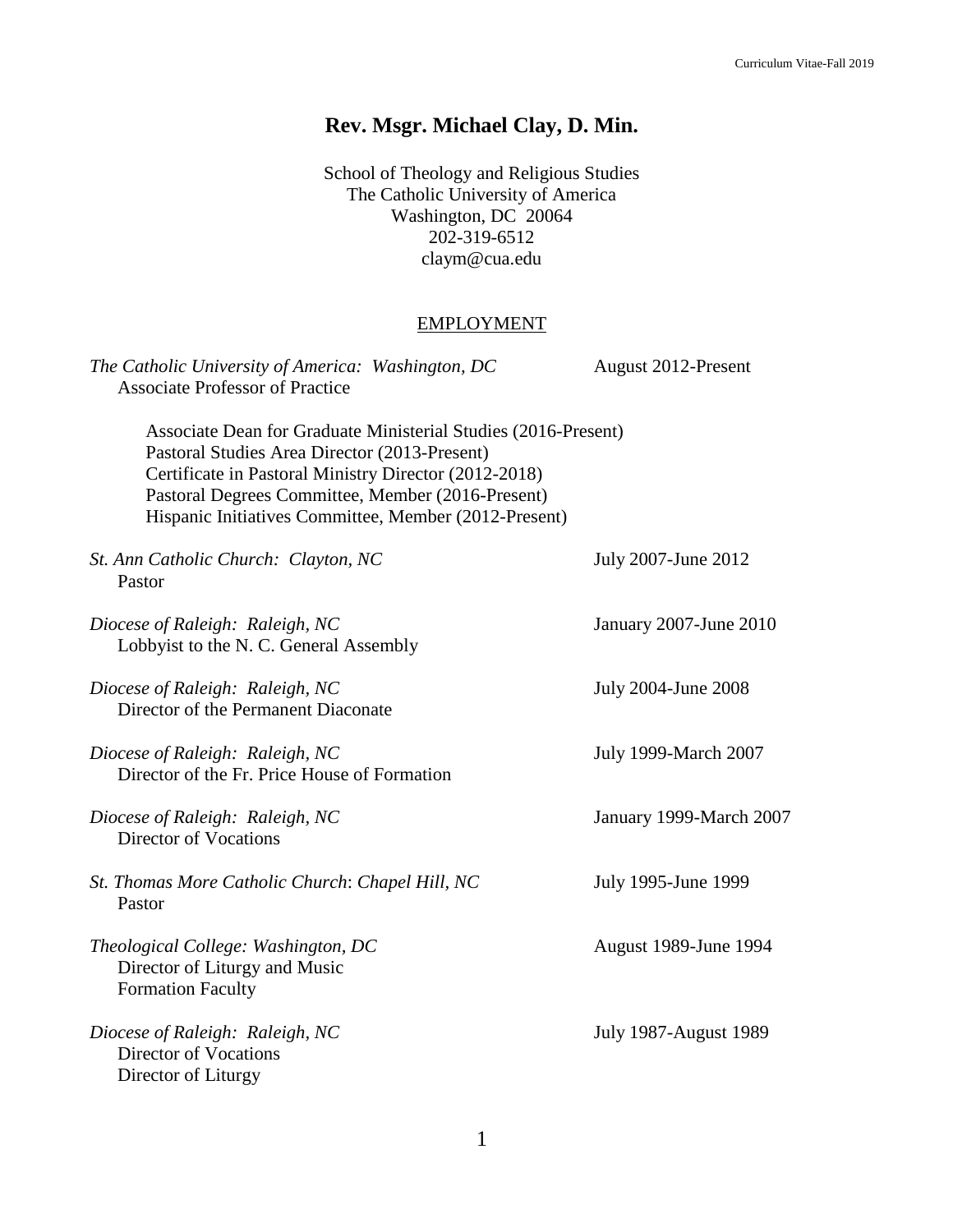# Rev. Msgr. Michael Clay, D. Min.

School of Theology and Religious Studies
The Catholic University of America
Washington, DC 20064
202-319-6512
claym@cua.edu

## EMPLOYMENT

*The Catholic University of America: Washington, DC* — August 2012-Present
Associate Professor of Practice

Associate Dean for Graduate Ministerial Studies (2016-Present)
Pastoral Studies Area Director (2013-Present)
Certificate in Pastoral Ministry Director (2012-2018)
Pastoral Degrees Committee, Member (2016-Present)
Hispanic Initiatives Committee, Member (2012-Present)

*St. Ann Catholic Church: Clayton, NC* — July 2007-June 2012
Pastor

*Diocese of Raleigh: Raleigh, NC* — January 2007-June 2010
Lobbyist to the N. C. General Assembly

*Diocese of Raleigh: Raleigh, NC* — July 2004-June 2008
Director of the Permanent Diaconate

*Diocese of Raleigh: Raleigh, NC* — July 1999-March 2007
Director of the Fr. Price House of Formation

*Diocese of Raleigh: Raleigh, NC* — January 1999-March 2007
Director of Vocations

*St. Thomas More Catholic Church: Chapel Hill, NC* — July 1995-June 1999
Pastor

*Theological College: Washington, DC* — August 1989-June 1994
Director of Liturgy and Music
Formation Faculty

*Diocese of Raleigh: Raleigh, NC* — July 1987-August 1989
Director of Vocations
Director of Liturgy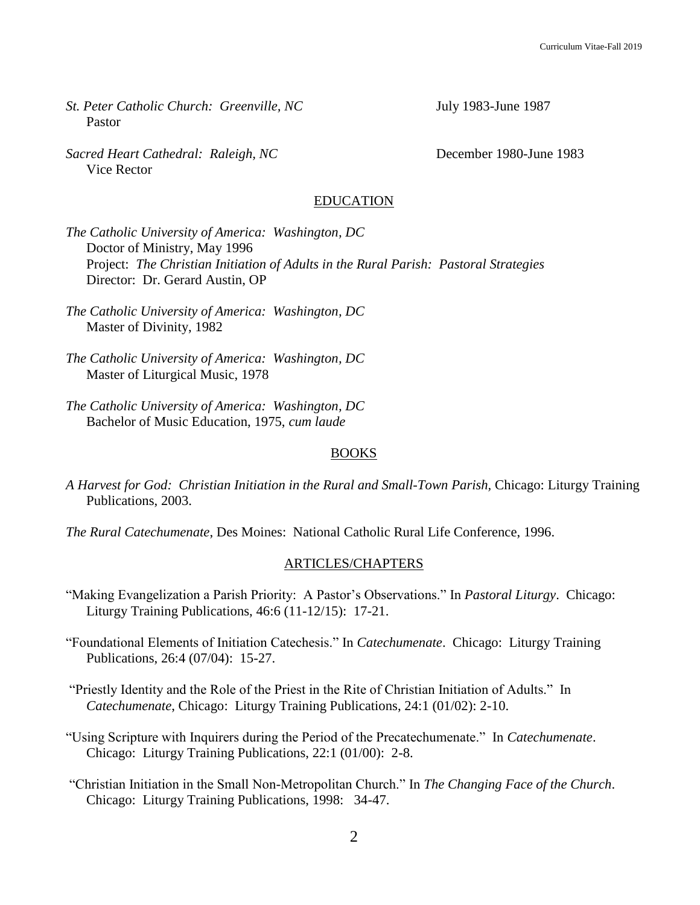*St. Peter Catholic Church: Greenville, NC* July 1983-June 1987
Pastor

*Sacred Heart Cathedral: Raleigh, NC* December 1980-June 1983
Vice Rector

## EDUCATION

*The Catholic University of America: Washington, DC*
Doctor of Ministry, May 1996
Project: *The Christian Initiation of Adults in the Rural Parish: Pastoral Strategies*
Director: Dr. Gerard Austin, OP

*The Catholic University of America: Washington, DC*
Master of Divinity, 1982

*The Catholic University of America: Washington, DC*
Master of Liturgical Music, 1978

*The Catholic University of America: Washington, DC*
Bachelor of Music Education, 1975, *cum laude*

## BOOKS

*A Harvest for God: Christian Initiation in the Rural and Small-Town Parish*, Chicago: Liturgy Training Publications, 2003.

*The Rural Catechumenate*, Des Moines: National Catholic Rural Life Conference, 1996.

## ARTICLES/CHAPTERS

"Making Evangelization a Parish Priority: A Pastor's Observations." In *Pastoral Liturgy*. Chicago: Liturgy Training Publications, 46:6 (11-12/15): 17-21.

"Foundational Elements of Initiation Catechesis." In *Catechumenate*. Chicago: Liturgy Training Publications, 26:4 (07/04): 15-27.

"Priestly Identity and the Role of the Priest in the Rite of Christian Initiation of Adults." In *Catechumenate*, Chicago: Liturgy Training Publications, 24:1 (01/02): 2-10.

"Using Scripture with Inquirers during the Period of the Precatechumenate." In *Catechumenate*. Chicago: Liturgy Training Publications, 22:1 (01/00): 2-8.

"Christian Initiation in the Small Non-Metropolitan Church." In *The Changing Face of the Church*. Chicago: Liturgy Training Publications, 1998: 34-47.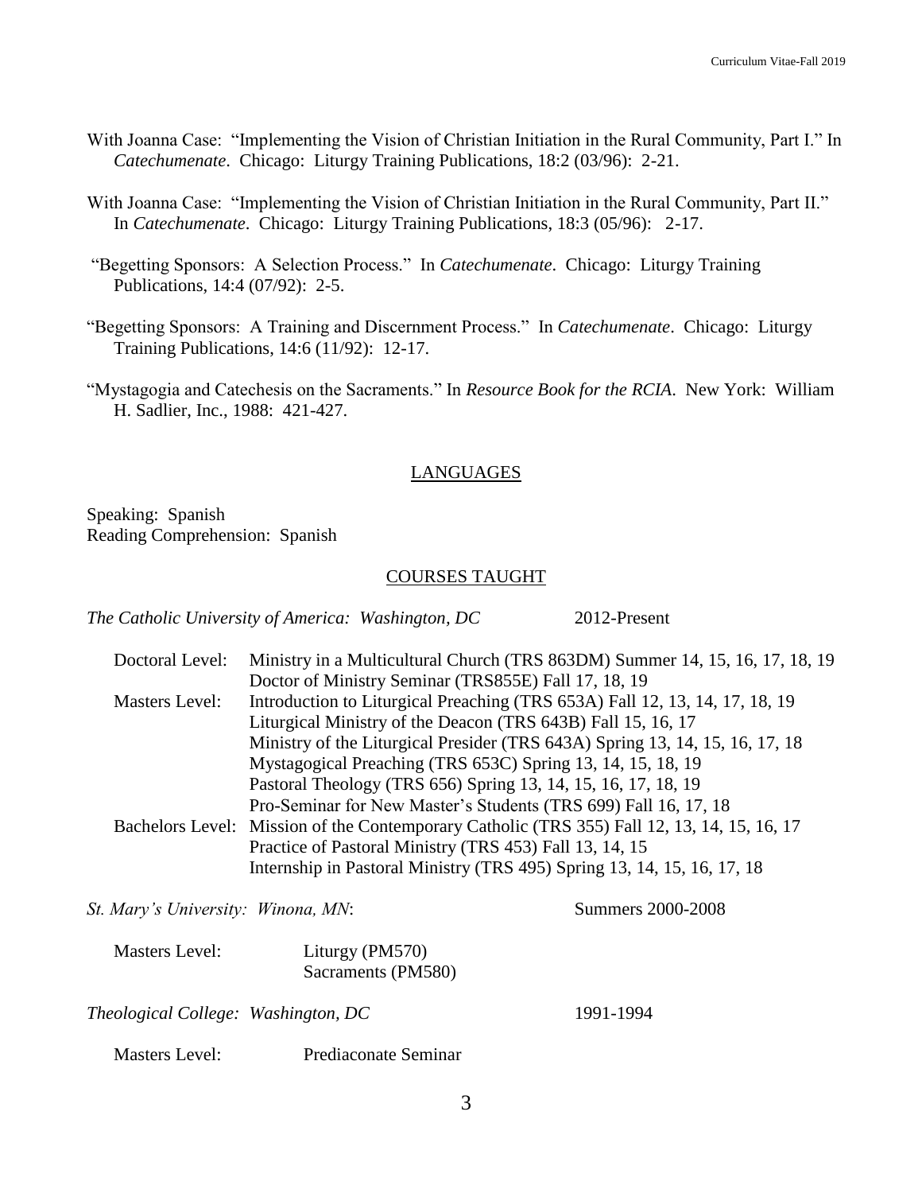With Joanna Case: "Implementing the Vision of Christian Initiation in the Rural Community, Part I." In *Catechumenate*. Chicago: Liturgy Training Publications, 18:2 (03/96): 2-21.

With Joanna Case: "Implementing the Vision of Christian Initiation in the Rural Community, Part II." In *Catechumenate*. Chicago: Liturgy Training Publications, 18:3 (05/96): 2-17.

"Begetting Sponsors: A Selection Process." In *Catechumenate*. Chicago: Liturgy Training Publications, 14:4 (07/92): 2-5.

"Begetting Sponsors: A Training and Discernment Process." In *Catechumenate*. Chicago: Liturgy Training Publications, 14:6 (11/92): 12-17.

"Mystagogia and Catechesis on the Sacraments." In *Resource Book for the RCIA*. New York: William H. Sadlier, Inc., 1988: 421-427.

## LANGUAGES

Speaking: Spanish
Reading Comprehension: Spanish

## COURSES TAUGHT

*The Catholic University of America: Washington, DC* — 2012-Present

Doctoral Level:
- Ministry in a Multicultural Church (TRS 863DM) Summer 14, 15, 16, 17, 18, 19
- Doctor of Ministry Seminar (TRS855E) Fall 17, 18, 19

Masters Level:
- Introduction to Liturgical Preaching (TRS 653A) Fall 12, 13, 14, 17, 18, 19
- Liturgical Ministry of the Deacon (TRS 643B) Fall 15, 16, 17
- Ministry of the Liturgical Presider (TRS 643A) Spring 13, 14, 15, 16, 17, 18
- Mystagogical Preaching (TRS 653C) Spring 13, 14, 15, 18, 19
- Pastoral Theology (TRS 656) Spring 13, 14, 15, 16, 17, 18, 19
- Pro-Seminar for New Master's Students (TRS 699) Fall 16, 17, 18

Bachelors Level:
- Mission of the Contemporary Catholic (TRS 355) Fall 12, 13, 14, 15, 16, 17
- Practice of Pastoral Ministry (TRS 453) Fall 13, 14, 15
- Internship in Pastoral Ministry (TRS 495) Spring 13, 14, 15, 16, 17, 18

*St. Mary's University: Winona, MN*: — Summers 2000-2008

Masters Level:
- Liturgy (PM570)
- Sacraments (PM580)

*Theological College: Washington, DC* — 1991-1994

Masters Level:
- Prediaconate Seminar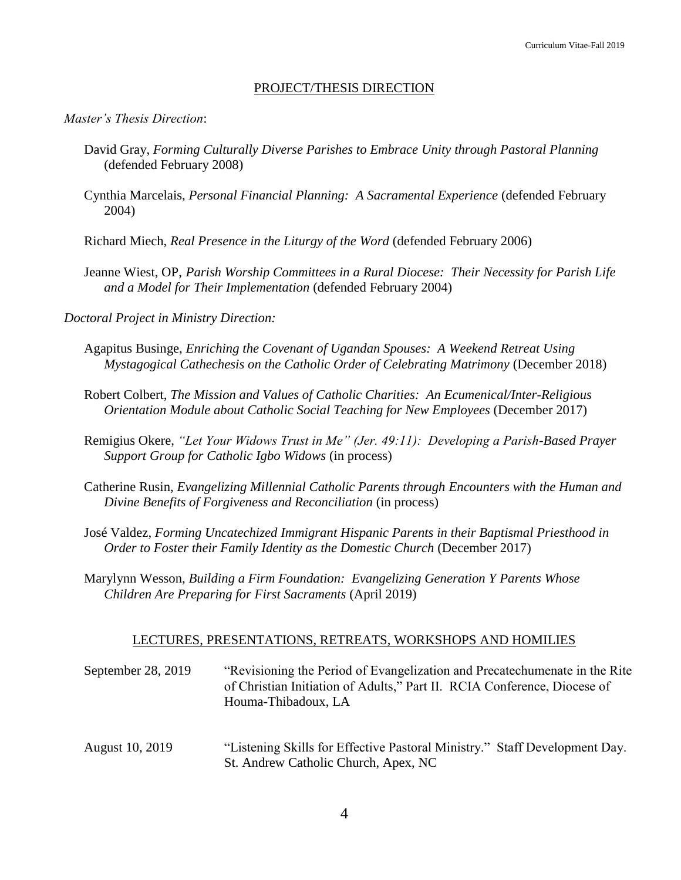## PROJECT/THESIS DIRECTION

*Master's Thesis Direction*:

David Gray, *Forming Culturally Diverse Parishes to Embrace Unity through Pastoral Planning* (defended February 2008)

Cynthia Marcelais, *Personal Financial Planning: A Sacramental Experience* (defended February 2004)

Richard Miech, *Real Presence in the Liturgy of the Word* (defended February 2006)

Jeanne Wiest, OP, *Parish Worship Committees in a Rural Diocese: Their Necessity for Parish Life and a Model for Their Implementation* (defended February 2004)

*Doctoral Project in Ministry Direction:*

Agapitus Businge, *Enriching the Covenant of Ugandan Spouses: A Weekend Retreat Using Mystagogical Cathechesis on the Catholic Order of Celebrating Matrimony* (December 2018)

Robert Colbert, *The Mission and Values of Catholic Charities: An Ecumenical/Inter-Religious Orientation Module about Catholic Social Teaching for New Employees* (December 2017)

Remigius Okere, *"Let Your Widows Trust in Me" (Jer. 49:11): Developing a Parish-Based Prayer Support Group for Catholic Igbo Widows* (in process)

Catherine Rusin, *Evangelizing Millennial Catholic Parents through Encounters with the Human and Divine Benefits of Forgiveness and Reconciliation* (in process)

José Valdez, *Forming Uncatechized Immigrant Hispanic Parents in their Baptismal Priesthood in Order to Foster their Family Identity as the Domestic Church* (December 2017)

Marylynn Wesson, *Building a Firm Foundation: Evangelizing Generation Y Parents Whose Children Are Preparing for First Sacraments* (April 2019)

## LECTURES, PRESENTATIONS, RETREATS, WORKSHOPS AND HOMILIES

September 28, 2019 — "Revisioning the Period of Evangelization and Precatechumenate in the Rite of Christian Initiation of Adults," Part II. RCIA Conference, Diocese of Houma-Thibadoux, LA

August 10, 2019 — "Listening Skills for Effective Pastoral Ministry." Staff Development Day. St. Andrew Catholic Church, Apex, NC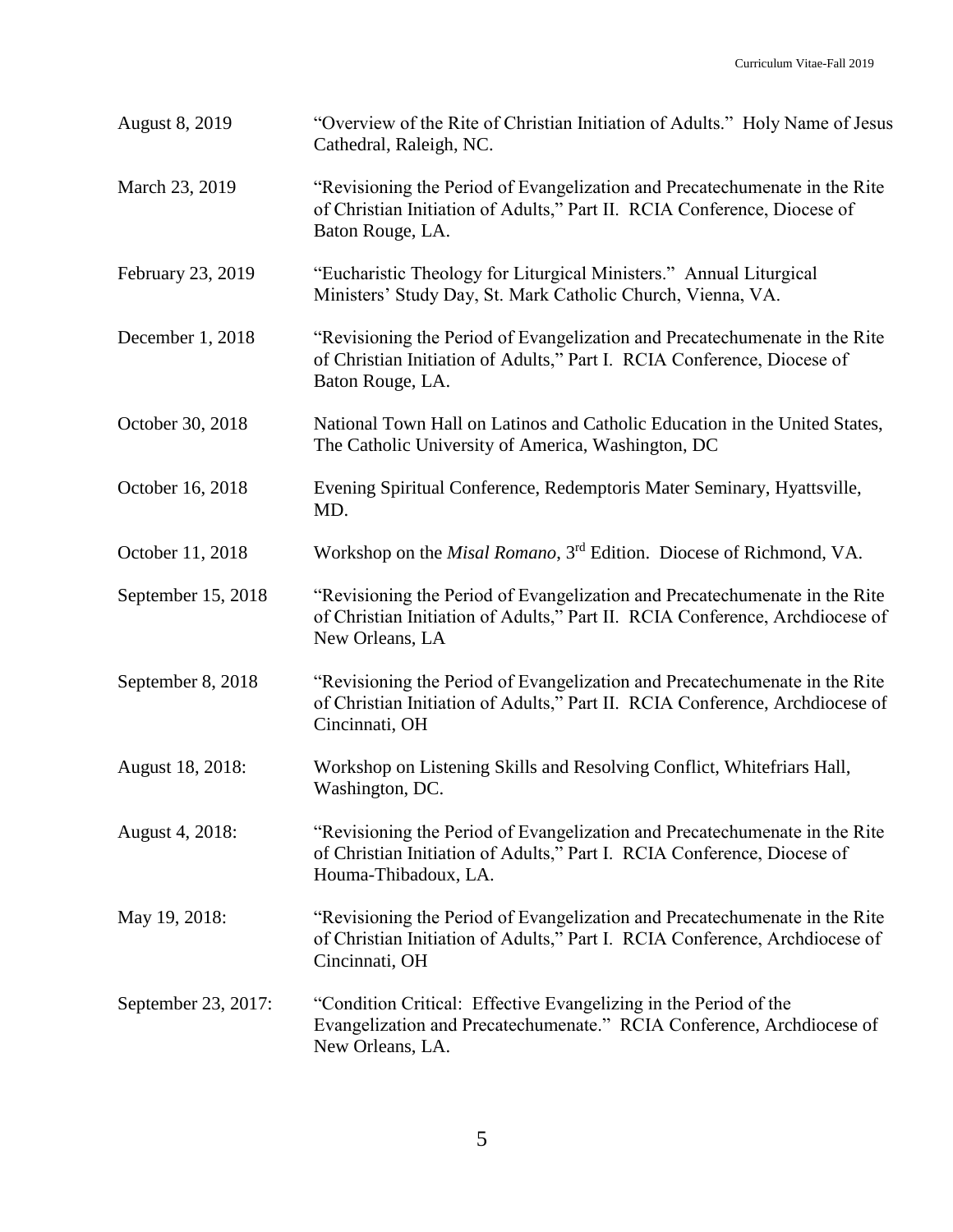| | |
|---|---|
| August 8, 2019 | "Overview of the Rite of Christian Initiation of Adults." Holy Name of Jesus Cathedral, Raleigh, NC. |
| March 23, 2019 | "Revisioning the Period of Evangelization and Precatechumenate in the Rite of Christian Initiation of Adults," Part II. RCIA Conference, Diocese of Baton Rouge, LA. |
| February 23, 2019 | "Eucharistic Theology for Liturgical Ministers." Annual Liturgical Ministers' Study Day, St. Mark Catholic Church, Vienna, VA. |
| December 1, 2018 | "Revisioning the Period of Evangelization and Precatechumenate in the Rite of Christian Initiation of Adults," Part I. RCIA Conference, Diocese of Baton Rouge, LA. |
| October 30, 2018 | National Town Hall on Latinos and Catholic Education in the United States, The Catholic University of America, Washington, DC |
| October 16, 2018 | Evening Spiritual Conference, Redemptoris Mater Seminary, Hyattsville, MD. |
| October 11, 2018 | Workshop on the *Misal Romano*, 3rd Edition. Diocese of Richmond, VA. |
| September 15, 2018 | "Revisioning the Period of Evangelization and Precatechumenate in the Rite of Christian Initiation of Adults," Part II. RCIA Conference, Archdiocese of New Orleans, LA |
| September 8, 2018 | "Revisioning the Period of Evangelization and Precatechumenate in the Rite of Christian Initiation of Adults," Part II. RCIA Conference, Archdiocese of Cincinnati, OH |
| August 18, 2018: | Workshop on Listening Skills and Resolving Conflict, Whitefriars Hall, Washington, DC. |
| August 4, 2018: | "Revisioning the Period of Evangelization and Precatechumenate in the Rite of Christian Initiation of Adults," Part I. RCIA Conference, Diocese of Houma-Thibadoux, LA. |
| May 19, 2018: | "Revisioning the Period of Evangelization and Precatechumenate in the Rite of Christian Initiation of Adults," Part I. RCIA Conference, Archdiocese of Cincinnati, OH |
| September 23, 2017: | "Condition Critical: Effective Evangelizing in the Period of the Evangelization and Precatechumenate." RCIA Conference, Archdiocese of New Orleans, LA. |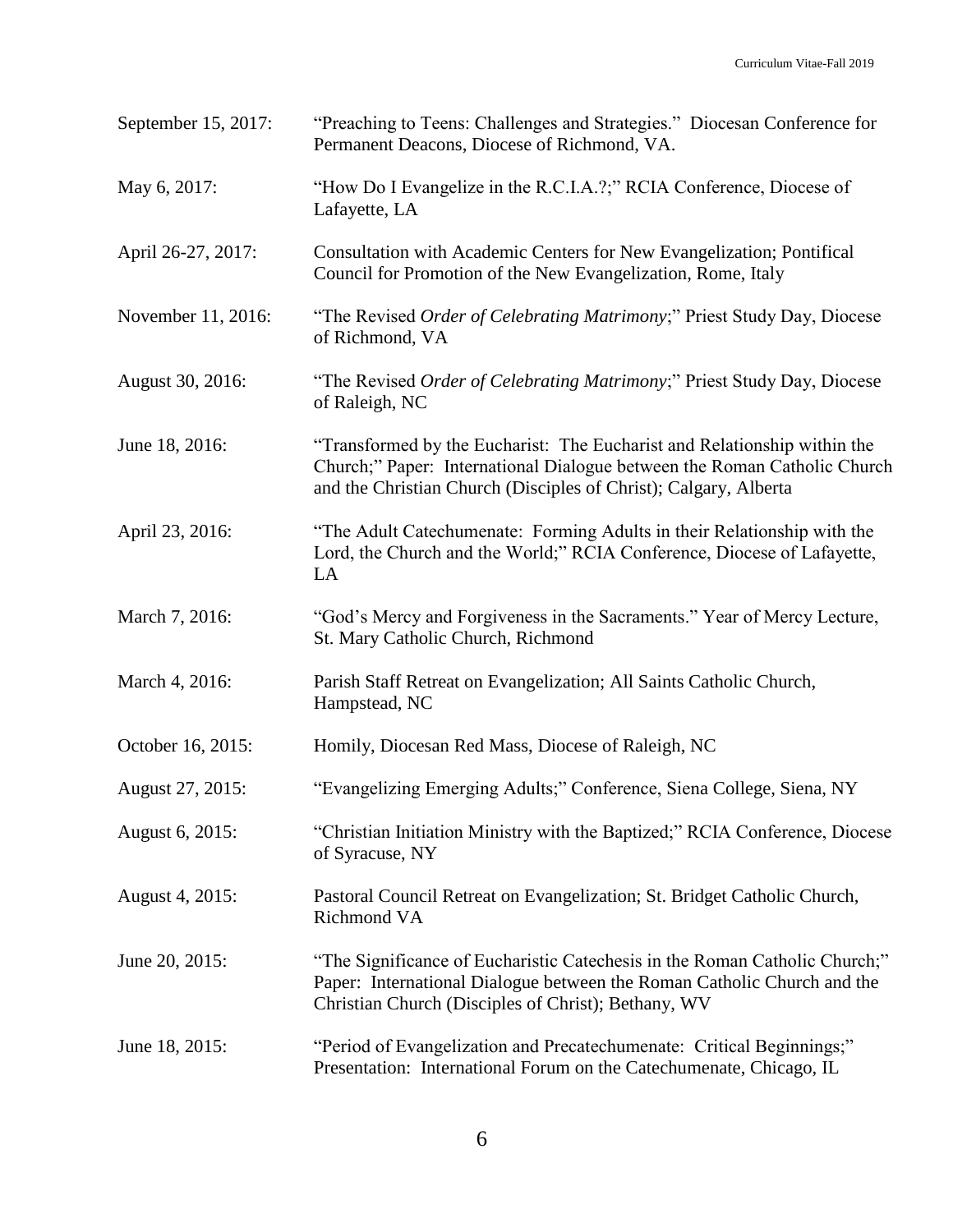| | |
|---|---|
| September 15, 2017: | "Preaching to Teens: Challenges and Strategies." Diocesan Conference for Permanent Deacons, Diocese of Richmond, VA. |
| May 6, 2017: | "How Do I Evangelize in the R.C.I.A.?;" RCIA Conference, Diocese of Lafayette, LA |
| April 26-27, 2017: | Consultation with Academic Centers for New Evangelization; Pontifical Council for Promotion of the New Evangelization, Rome, Italy |
| November 11, 2016: | "The Revised *Order of Celebrating Matrimony*;" Priest Study Day, Diocese of Richmond, VA |
| August 30, 2016: | "The Revised *Order of Celebrating Matrimony*;" Priest Study Day, Diocese of Raleigh, NC |
| June 18, 2016: | "Transformed by the Eucharist: The Eucharist and Relationship within the Church;" Paper: International Dialogue between the Roman Catholic Church and the Christian Church (Disciples of Christ); Calgary, Alberta |
| April 23, 2016: | "The Adult Catechumenate: Forming Adults in their Relationship with the Lord, the Church and the World;" RCIA Conference, Diocese of Lafayette, LA |
| March 7, 2016: | "God's Mercy and Forgiveness in the Sacraments." Year of Mercy Lecture, St. Mary Catholic Church, Richmond |
| March 4, 2016: | Parish Staff Retreat on Evangelization; All Saints Catholic Church, Hampstead, NC |
| October 16, 2015: | Homily, Diocesan Red Mass, Diocese of Raleigh, NC |
| August 27, 2015: | "Evangelizing Emerging Adults;" Conference, Siena College, Siena, NY |
| August 6, 2015: | "Christian Initiation Ministry with the Baptized;" RCIA Conference, Diocese of Syracuse, NY |
| August 4, 2015: | Pastoral Council Retreat on Evangelization; St. Bridget Catholic Church, Richmond VA |
| June 20, 2015: | "The Significance of Eucharistic Catechesis in the Roman Catholic Church;" Paper: International Dialogue between the Roman Catholic Church and the Christian Church (Disciples of Christ); Bethany, WV |
| June 18, 2015: | "Period of Evangelization and Precatechumenate: Critical Beginnings;" Presentation: International Forum on the Catechumenate, Chicago, IL |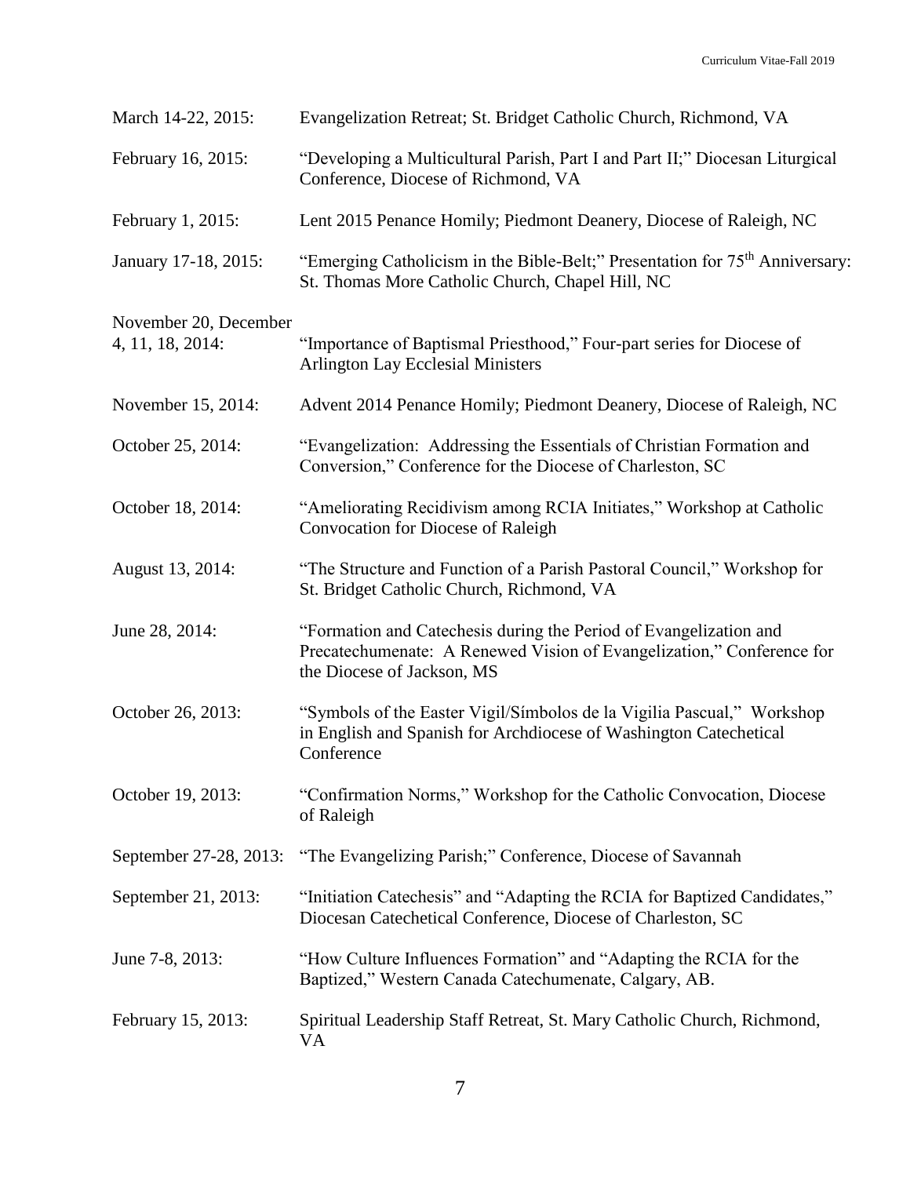March 14-22, 2015: Evangelization Retreat; St. Bridget Catholic Church, Richmond, VA

February 16, 2015: "Developing a Multicultural Parish, Part I and Part II;" Diocesan Liturgical Conference, Diocese of Richmond, VA

February 1, 2015: Lent 2015 Penance Homily; Piedmont Deanery, Diocese of Raleigh, NC

January 17-18, 2015: "Emerging Catholicism in the Bible-Belt;" Presentation for 75th Anniversary: St. Thomas More Catholic Church, Chapel Hill, NC

November 20, December 4, 11, 18, 2014: "Importance of Baptismal Priesthood," Four-part series for Diocese of Arlington Lay Ecclesial Ministers

November 15, 2014: Advent 2014 Penance Homily; Piedmont Deanery, Diocese of Raleigh, NC

October 25, 2014: "Evangelization: Addressing the Essentials of Christian Formation and Conversion," Conference for the Diocese of Charleston, SC

October 18, 2014: "Ameliorating Recidivism among RCIA Initiates," Workshop at Catholic Convocation for Diocese of Raleigh

August 13, 2014: "The Structure and Function of a Parish Pastoral Council," Workshop for St. Bridget Catholic Church, Richmond, VA

June 28, 2014: "Formation and Catechesis during the Period of Evangelization and Precatechumenate: A Renewed Vision of Evangelization," Conference for the Diocese of Jackson, MS

October 26, 2013: "Symbols of the Easter Vigil/Símbolos de la Vigilia Pascual," Workshop in English and Spanish for Archdiocese of Washington Catechetical Conference

October 19, 2013: "Confirmation Norms," Workshop for the Catholic Convocation, Diocese of Raleigh

September 27-28, 2013: "The Evangelizing Parish;" Conference, Diocese of Savannah

September 21, 2013: "Initiation Catechesis" and "Adapting the RCIA for Baptized Candidates," Diocesan Catechetical Conference, Diocese of Charleston, SC

June 7-8, 2013: "How Culture Influences Formation" and "Adapting the RCIA for the Baptized," Western Canada Catechumenate, Calgary, AB.

February 15, 2013: Spiritual Leadership Staff Retreat, St. Mary Catholic Church, Richmond, VA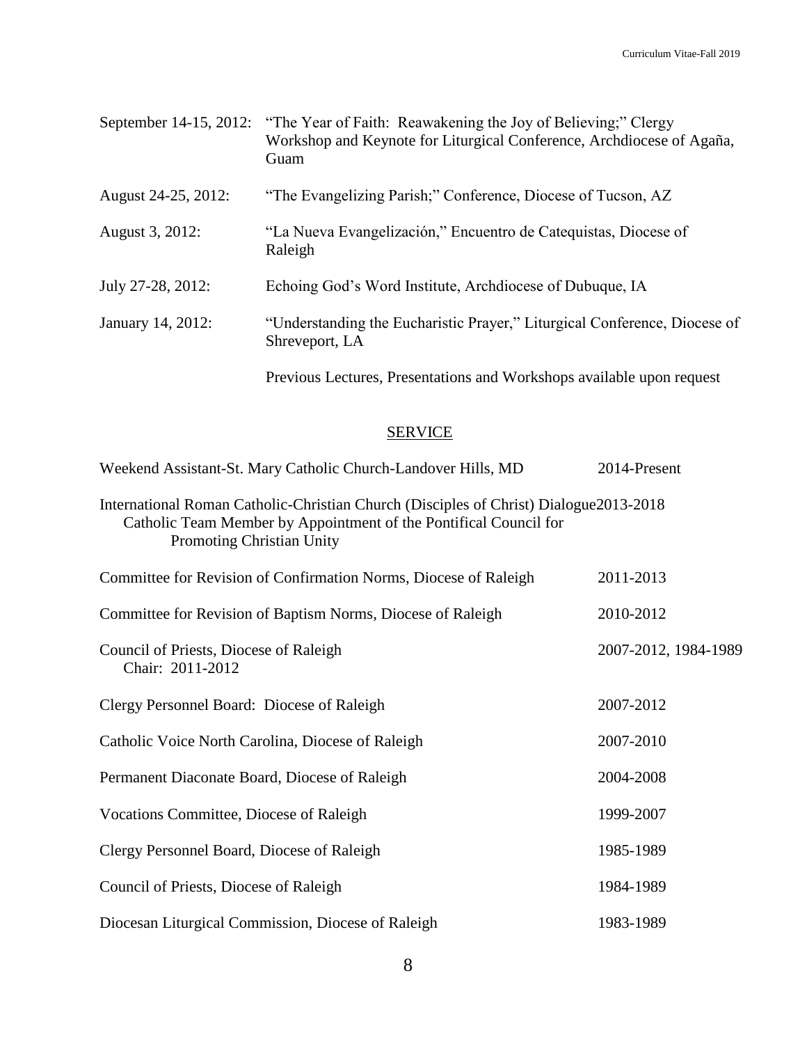| | |
|---|---|
| September 14-15, 2012: | "The Year of Faith: Reawakening the Joy of Believing;" Clergy Workshop and Keynote for Liturgical Conference, Archdiocese of Agaña, Guam |
| August 24-25, 2012: | "The Evangelizing Parish;" Conference, Diocese of Tucson, AZ |
| August 3, 2012: | "La Nueva Evangelización," Encuentro de Catequistas, Diocese of Raleigh |
| July 27-28, 2012: | Echoing God's Word Institute, Archdiocese of Dubuque, IA |
| January 14, 2012: | "Understanding the Eucharistic Prayer," Liturgical Conference, Diocese of Shreveport, LA |
| | Previous Lectures, Presentations and Workshops available upon request |

## SERVICE

| | |
|---|---|
| Weekend Assistant-St. Mary Catholic Church-Landover Hills, MD | 2014-Present |
| International Roman Catholic-Christian Church (Disciples of Christ) Dialogue<br>Catholic Team Member by Appointment of the Pontifical Council for Promoting Christian Unity | 2013-2018 |
| Committee for Revision of Confirmation Norms, Diocese of Raleigh | 2011-2013 |
| Committee for Revision of Baptism Norms, Diocese of Raleigh | 2010-2012 |
| Council of Priests, Diocese of Raleigh<br>Chair: 2011-2012 | 2007-2012, 1984-1989 |
| Clergy Personnel Board: Diocese of Raleigh | 2007-2012 |
| Catholic Voice North Carolina, Diocese of Raleigh | 2007-2010 |
| Permanent Diaconate Board, Diocese of Raleigh | 2004-2008 |
| Vocations Committee, Diocese of Raleigh | 1999-2007 |
| Clergy Personnel Board, Diocese of Raleigh | 1985-1989 |
| Council of Priests, Diocese of Raleigh | 1984-1989 |
| Diocesan Liturgical Commission, Diocese of Raleigh | 1983-1989 |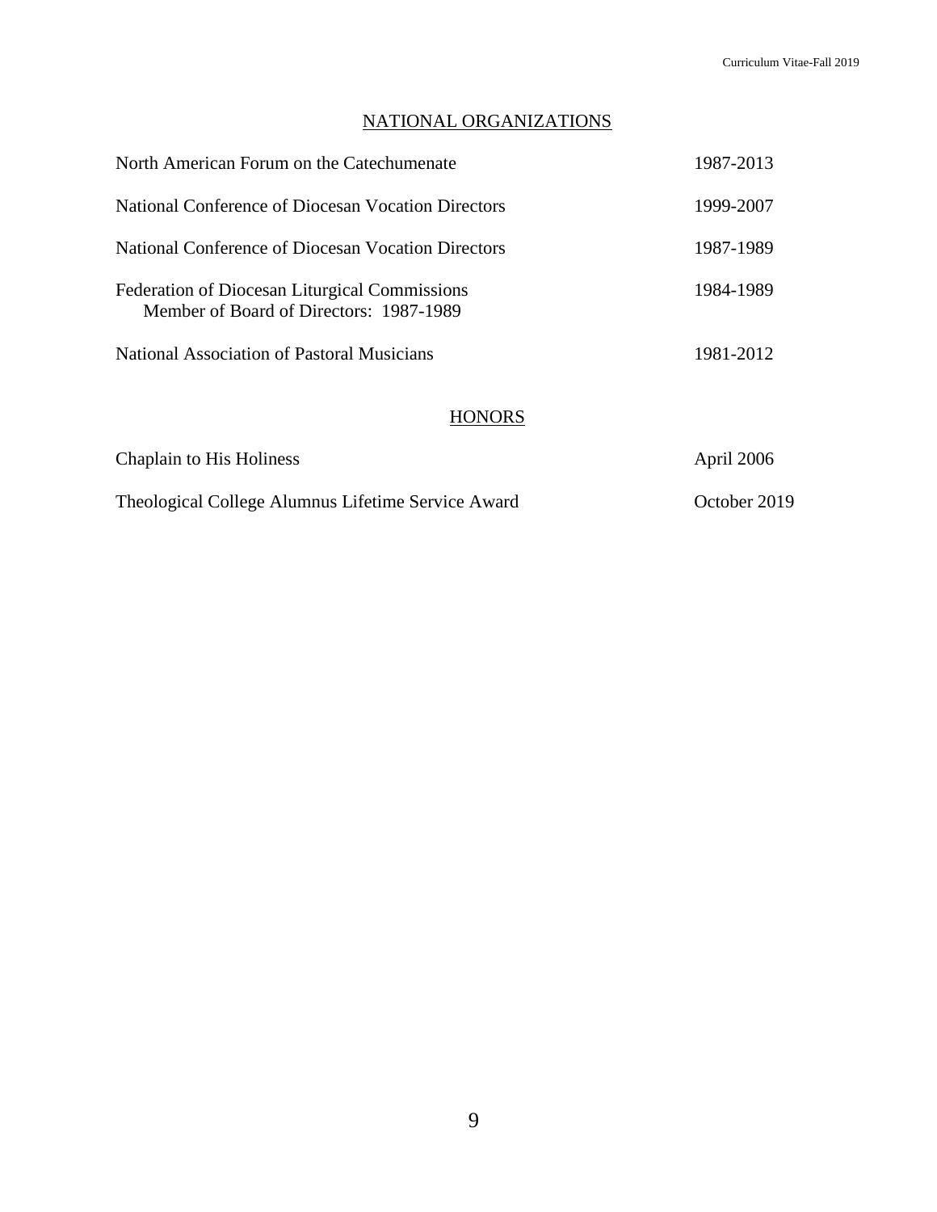## NATIONAL ORGANIZATIONS

| | |
|---|---|
| North American Forum on the Catechumenate | 1987-2013 |
| National Conference of Diocesan Vocation Directors | 1999-2007 |
| National Conference of Diocesan Vocation Directors | 1987-1989 |
| Federation of Diocesan Liturgical Commissions<br>Member of Board of Directors: 1987-1989 | 1984-1989 |
| National Association of Pastoral Musicians | 1981-2012 |

## HONORS

| | |
|---|---|
| Chaplain to His Holiness | April 2006 |
| Theological College Alumnus Lifetime Service Award | October 2019 |